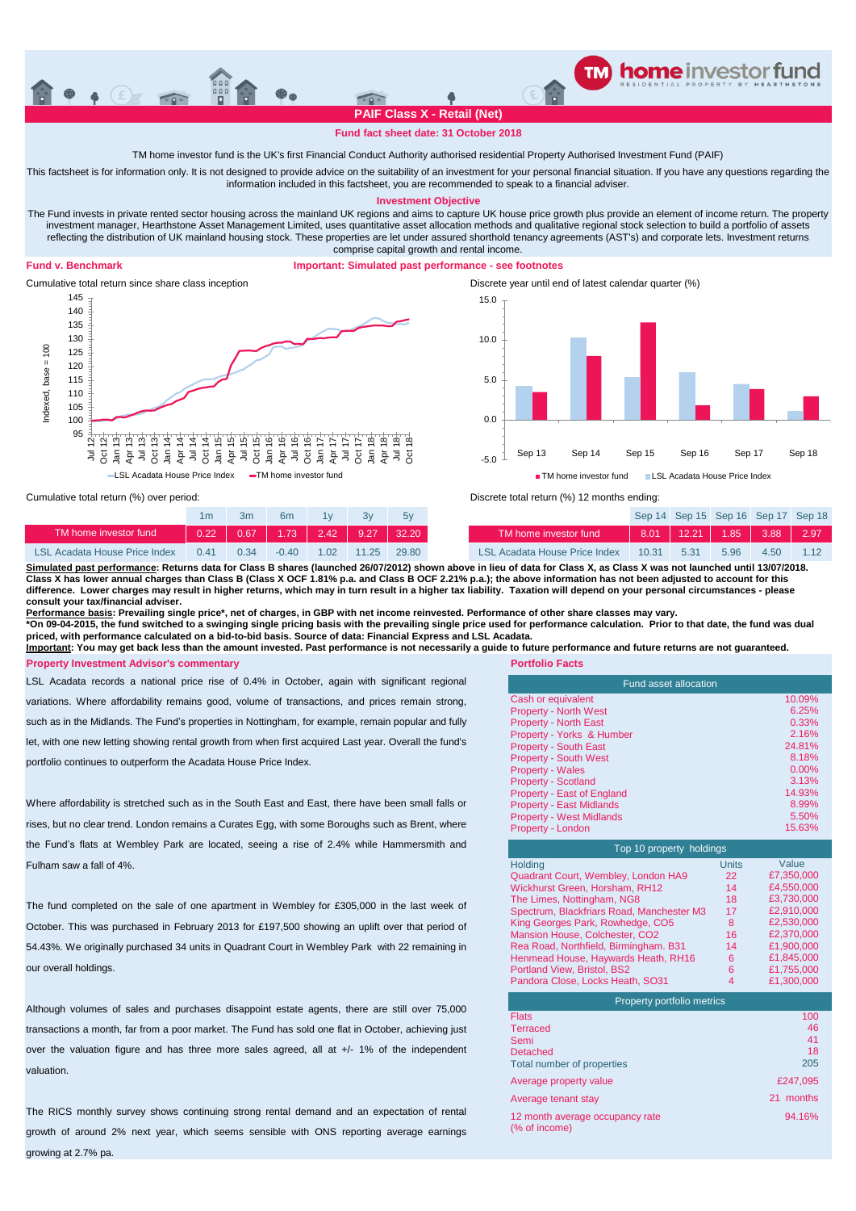# PAIF Class X - Retail (Net)

**Fund fact sheet date: 31 October 2018**

TM home investor fund is the UK's first Financial Conduct Authority authorised residential Property Authorised Investment Fund (PAIF)

This factsheet is for information only. It is not designed to provide advice on the suitability of an investment for your personal financial situation. If you have any questions regarding the information included in this factsheet, you are recommended to speak to a financial adviser.

## Investment Objective

The Fund invests in private rented sector housing across the mainland UK regions and aims to capture UK house price growth plus provide an element of income return. The property investment manager, Hearthstone Asset Management Limited, uses quantitative asset allocation methods and qualitative regional stock selection to build a portfolio of assets reflecting the distribution of UK mainland housing stock. These properties are let under assured shorthold tenancy agreements (AST's) and corporate lets. Investment returns comprise capital growth and rental income.

## Fund v. Benchmark

**Important: Simulated past performance - see footnotes**

Cumulative total return since share class inception

Discrete year until end of latest calendar quarter (%)

Cumulative total return (%) over period:

| | 1m | 3m | 6m | 1y | 3y | 5y |
|---|---|---|---|---|---|---|
| TM home investor fund | 0.22 | 0.67 | 1.73 | 2.42 | 9.27 | 32.20 |
| LSL Acadata House Price Index | 0.41 | 0.34 | -0.40 | 1.02 | 11.25 | 29.80 |

Discrete total return (%) 12 months ending:

| | Sep 14 | Sep 15 | Sep 16 | Sep 17 | Sep 18 |
|---|---|---|---|---|---|
| TM home investor fund | 8.01 | 12.21 | 1.85 | 3.88 | 2.97 |
| LSL Acadata House Price Index | 10.31 | 5.31 | 5.96 | 4.50 | 1.12 |

**Simulated past performance: Returns data for Class B shares (launched 26/07/2012) shown above in lieu of data for Class X, as Class X was not launched until 13/07/2018. Class X has lower annual charges than Class B (Class X OCF 1.81% p.a. and Class B OCF 2.21% p.a.); the above information has not been adjusted to account for this difference. Lower charges may result in higher returns, which may in turn result in a higher tax liability. Taxation will depend on your personal circumstances - please consult your tax/financial adviser.**

**Performance basis: Prevailing single price\*, net of charges, in GBP with net income reinvested. Performance of other share classes may vary.**

**\*On 09-04-2015, the fund switched to a swinging single pricing basis with the prevailing single price used for performance calculation. Prior to that date, the fund was dual priced, with performance calculated on a bid-to-bid basis. Source of data: Financial Express and LSL Acadata.**

**Important: You may get back less than the amount invested. Past performance is not necessarily a guide to future performance and future returns are not guaranteed.**

## Property Investment Advisor's commentary

LSL Acadata records a national price rise of 0.4% in October, again with significant regional variations. Where affordability remains good, volume of transactions, and prices remain strong, such as in the Midlands. The Fund's properties in Nottingham, for example, remain popular and fully let, with one new letting showing rental growth from when first acquired Last year. Overall the fund's portfolio continues to outperform the Acadata House Price Index.

Where affordability is stretched such as in the South East and East, there have been small falls or rises, but no clear trend. London remains a Curates Egg, with some Boroughs such as Brent, where the Fund's flats at Wembley Park are located, seeing a rise of 2.4% while Hammersmith and Fulham saw a fall of 4%.

The fund completed on the sale of one apartment in Wembley for £305,000 in the last week of October. This was purchased in February 2013 for £197,500 showing an uplift over that period of 54.43%. We originally purchased 34 units in Quadrant Court in Wembley Park with 22 remaining in our overall holdings.

Although volumes of sales and purchases disappoint estate agents, there are still over 75,000 transactions a month, far from a poor market. The Fund has sold one flat in October, achieving just over the valuation figure and has three more sales agreed, all at +/- 1% of the independent valuation.

The RICS monthly survey shows continuing strong rental demand and an expectation of rental growth of around 2% next year, which seems sensible with ONS reporting average earnings growing at 2.7% pa.

## Portfolio Facts

| Fund asset allocation | |
|---|---|
| Cash or equivalent | 10.09% |
| Property - North West | 6.25% |
| Property - North East | 0.33% |
| Property - Yorks & Humber | 2.16% |
| Property - South East | 24.81% |
| Property - South West | 8.18% |
| Property - Wales | 0.00% |
| Property - Scotland | 3.13% |
| Property - East of England | 14.93% |
| Property - East Midlands | 8.99% |
| Property - West Midlands | 5.50% |
| Property - London | 15.63% |

**Top 10 property holdings**

| Holding | Units | Value |
|---|---|---|
| Quadrant Court, Wembley, London HA9 | 22 | £7,350,000 |
| Wickhurst Green, Horsham, RH12 | 14 | £4,550,000 |
| The Limes, Nottingham, NG8 | 18 | £3,730,000 |
| Spectrum, Blackfriars Road, Manchester M3 | 17 | £2,910,000 |
| King Georges Park, Rowhedge, CO5 | 8 | £2,530,000 |
| Mansion House, Colchester, CO2 | 16 | £2,370,000 |
| Rea Road, Northfield, Birmingham. B31 | 14 | £1,900,000 |
| Henmead House, Haywards Heath, RH16 | 6 | £1,845,000 |
| Portland View, Bristol, BS2 | 6 | £1,755,000 |
| Pandora Close, Locks Heath, SO31 | 4 | £1,300,000 |

| Property portfolio metrics | |
|---|---|
| Flats | 100 |
| Terraced | 46 |
| Semi | 41 |
| Detached | 18 |
| Total number of properties | 205 |
| Average property value | £247,095 |
| Average tenant stay | 21 months |
| 12 month average occupancy rate (% of income) | 94.16% |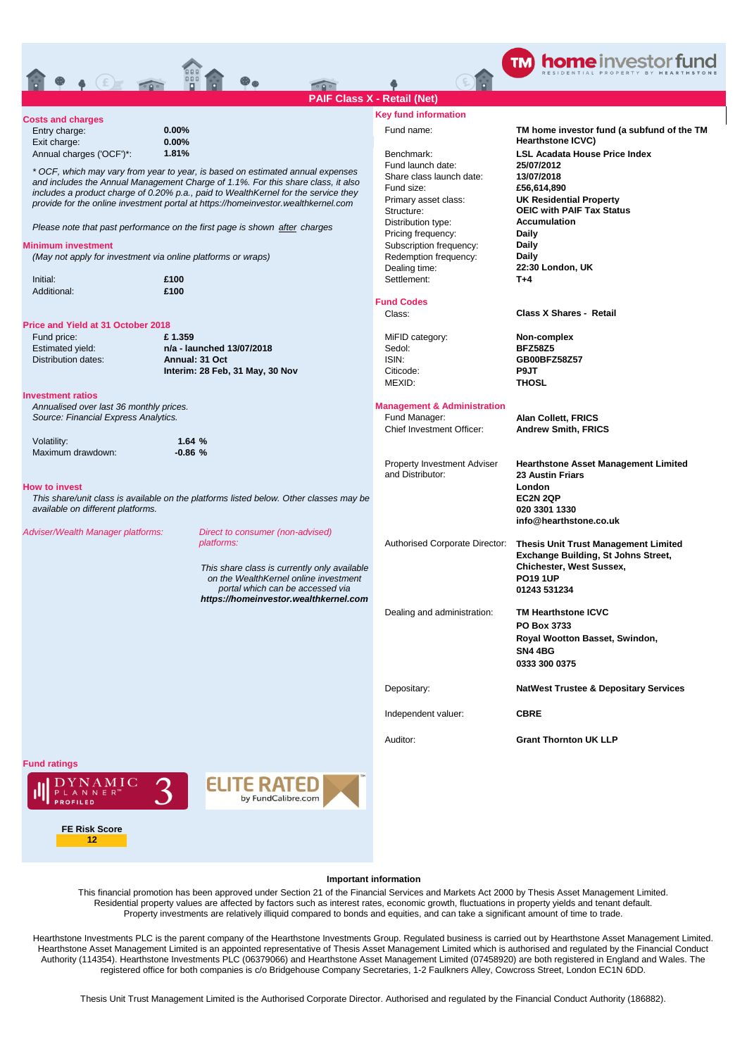# PAIF Class X - Retail (Net)

## Costs and charges

| | |
|---|---|
| Entry charge: | **0.00%** |
| Exit charge: | **0.00%** |
| Annual charges ('OCF')*: | **1.81%** |

*\* OCF, which may vary from year to year, is based on estimated annual expenses and includes the Annual Management Charge of 1.1%. For this share class, it also includes a product charge of 0.20% p.a., paid to WealthKernel for the service they provide for the online investment portal at https://homeinvestor.wealthkernel.com*

*Please note that past performance on the first page is shown after charges*

## Minimum investment

*(May not apply for investment via online platforms or wraps)*

| | |
|---|---|
| Initial: | **£100** |
| Additional: | **£100** |

## Price and Yield at 31 October 2018

| | |
|---|---|
| Fund price: | **£ 1.359** |
| Estimated yield: | **n/a - launched 13/07/2018** |
| Distribution dates: | **Annual: 31 Oct** |
| | **Interim: 28 Feb, 31 May, 30 Nov** |

## Investment ratios

*Annualised over last 36 monthly prices.*
*Source: Financial Express Analytics.*

| | |
|---|---|
| Volatility: | **1.64 %** |
| Maximum drawdown: | **-0.86 %** |

## How to invest

*This share/unit class is available on the platforms listed below. Other classes may be available on different platforms.*

*Adviser/Wealth Manager platforms:*

*Direct to consumer (non-advised) platforms:*

*This share class is currently only available on the WealthKernel online investment portal which can be accessed via* ***https://homeinvestor.wealthkernel.com***

## Fund ratings

DYNAMIC PLANNER™ PROFILED 3

ELITE RATED by FundCalibre.com

**FE Risk Score**
**12**

## Key fund information

| | |
|---|---|
| Fund name: | **TM home investor fund (a subfund of the TM Hearthstone ICVC)** |
| Benchmark: | **LSL Acadata House Price Index** |
| Fund launch date: | **25/07/2012** |
| Share class launch date: | **13/07/2018** |
| Fund size: | **£56,614,890** |
| Primary asset class: | **UK Residential Property** |
| Structure: | **OEIC with PAIF Tax Status** |
| Distribution type: | **Accumulation** |
| Pricing frequency: | **Daily** |
| Subscription frequency: | **Daily** |
| Redemption frequency: | **Daily** |
| Dealing time: | **22:30 London, UK** |
| Settlement: | **T+4** |

## Fund Codes

| | |
|---|---|
| Class: | **Class X Shares - Retail** |
| MiFID category: | **Non-complex** |
| Sedol: | **BFZ58Z5** |
| ISIN: | **GB00BFZ58Z57** |
| Citicode: | **P9JT** |
| MEXID: | **THOSL** |

## Management & Administration

| | |
|---|---|
| Fund Manager: | **Alan Collett, FRICS** |
| Chief Investment Officer: | **Andrew Smith, FRICS** |
| Property Investment Adviser and Distributor: | **Hearthstone Asset Management Limited, 23 Austin Friars, London, EC2N 2QP, 020 3301 1330, info@hearthstone.co.uk** |
| Authorised Corporate Director: | **Thesis Unit Trust Management Limited, Exchange Building, St Johns Street, Chichester, West Sussex, PO19 1UP, 01243 531234** |
| Dealing and administration: | **TM Hearthstone ICVC, PO Box 3733, Royal Wootton Basset, Swindon, SN4 4BG, 0333 300 0375** |
| Depositary: | **NatWest Trustee & Depositary Services** |
| Independent valuer: | **CBRE** |
| Auditor: | **Grant Thornton UK LLP** |

## Important information

This financial promotion has been approved under Section 21 of the Financial Services and Markets Act 2000 by Thesis Asset Management Limited. Residential property values are affected by factors such as interest rates, economic growth, fluctuations in property yields and tenant default. Property investments are relatively illiquid compared to bonds and equities, and can take a significant amount of time to trade.

Hearthstone Investments PLC is the parent company of the Hearthstone Investments Group. Regulated business is carried out by Hearthstone Asset Management Limited. Hearthstone Asset Management Limited is an appointed representative of Thesis Asset Management Limited which is authorised and regulated by the Financial Conduct Authority (114354). Hearthstone Investments PLC (06379066) and Hearthstone Asset Management Limited (07458920) are both registered in England and Wales. The registered office for both companies is c/o Bridgehouse Company Secretaries, 1-2 Faulkners Alley, Cowcross Street, London EC1N 6DD.

Thesis Unit Trust Management Limited is the Authorised Corporate Director. Authorised and regulated by the Financial Conduct Authority (186882).